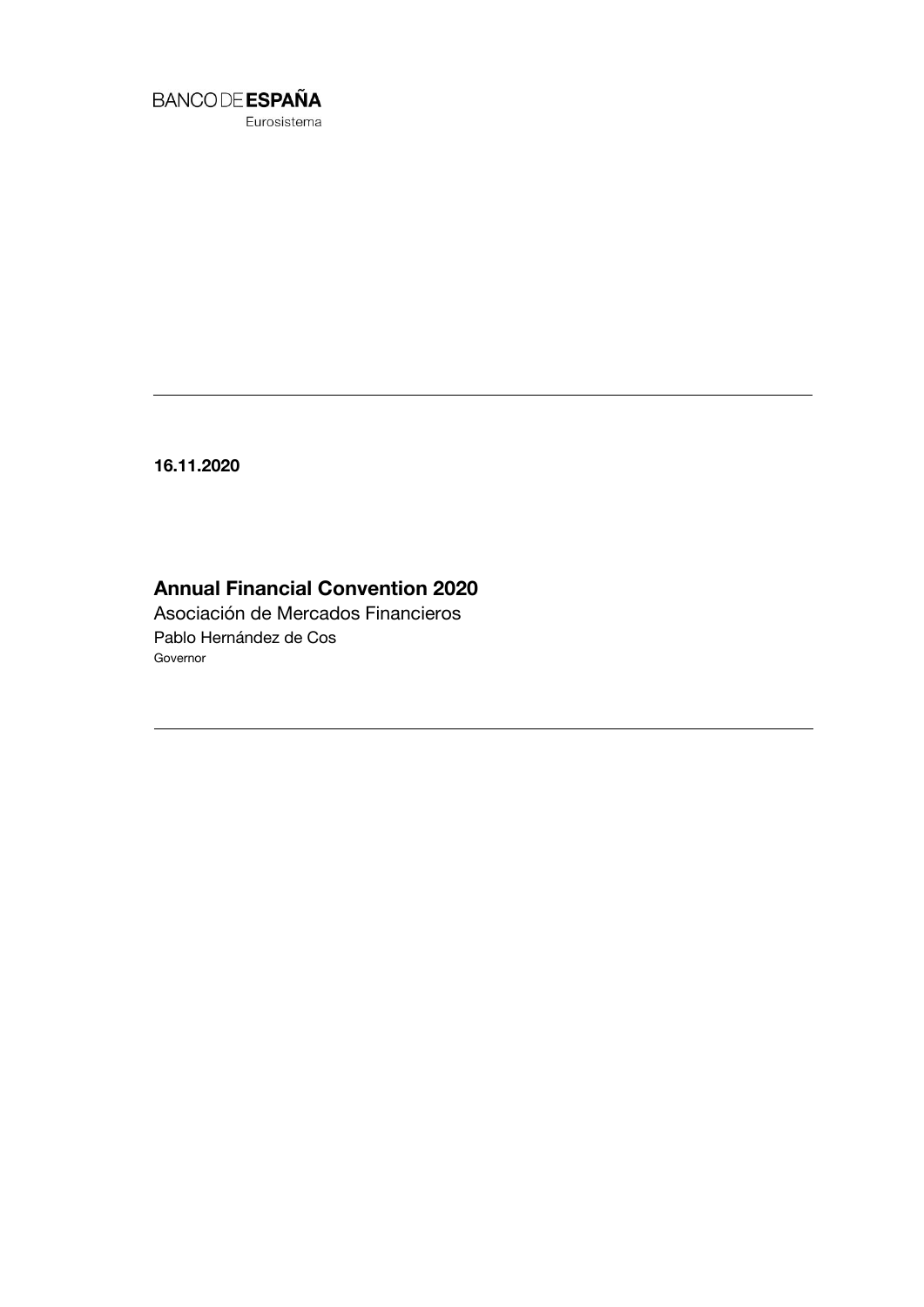BANCO DE **ESPAÑA**
Eurosistema

**16.11.2020**

# Annual Financial Convention 2020

Asociación de Mercados Financieros

Pablo Hernández de Cos

Governor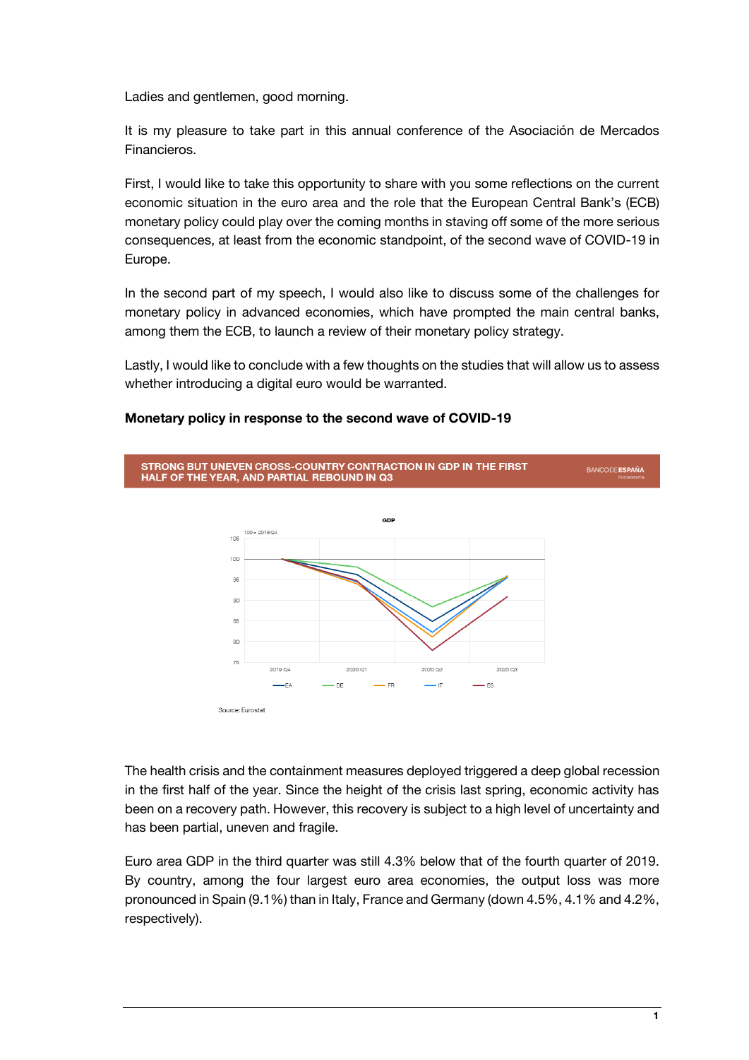Ladies and gentlemen, good morning.

It is my pleasure to take part in this annual conference of the Asociación de Mercados Financieros.

First, I would like to take this opportunity to share with you some reflections on the current economic situation in the euro area and the role that the European Central Bank's (ECB) monetary policy could play over the coming months in staving off some of the more serious consequences, at least from the economic standpoint, of the second wave of COVID-19 in Europe.

In the second part of my speech, I would also like to discuss some of the challenges for monetary policy in advanced economies, which have prompted the main central banks, among them the ECB, to launch a review of their monetary policy strategy.

Lastly, I would like to conclude with a few thoughts on the studies that will allow us to assess whether introducing a digital euro would be warranted.

**Monetary policy in response to the second wave of COVID-19**

**STRONG BUT UNEVEN CROSS-COUNTRY CONTRACTION IN GDP IN THE FIRST HALF OF THE YEAR, AND PARTIAL REBOUND IN Q3**

Source: Eurostat

The health crisis and the containment measures deployed triggered a deep global recession in the first half of the year. Since the height of the crisis last spring, economic activity has been on a recovery path. However, this recovery is subject to a high level of uncertainty and has been partial, uneven and fragile.

Euro area GDP in the third quarter was still 4.3% below that of the fourth quarter of 2019. By country, among the four largest euro area economies, the output loss was more pronounced in Spain (9.1%) than in Italy, France and Germany (down 4.5%, 4.1% and 4.2%, respectively).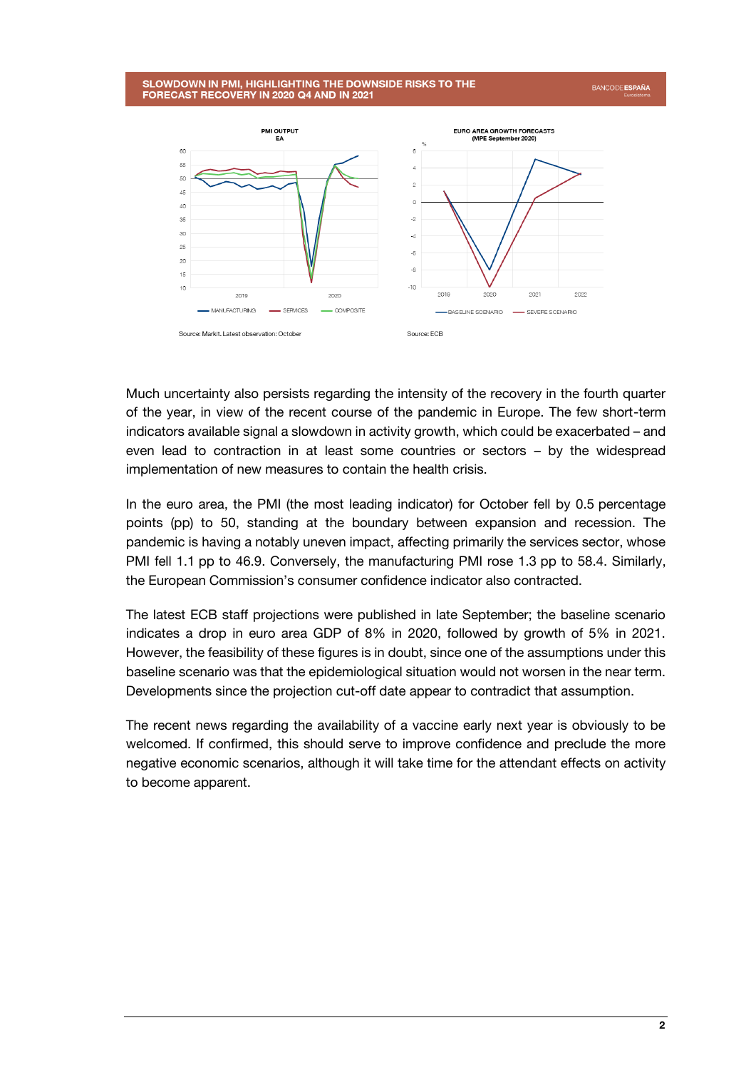## SLOWDOWN IN PMI, HIGHLIGHTING THE DOWNSIDE RISKS TO THE FORECAST RECOVERY IN 2020 Q4 AND IN 2021

**PMI OUTPUT EA**

Source: Markit. Latest observation: October

**EURO AREA GROWTH FORECASTS (MPE September 2020)**

Source: ECB

Much uncertainty also persists regarding the intensity of the recovery in the fourth quarter of the year, in view of the recent course of the pandemic in Europe. The few short-term indicators available signal a slowdown in activity growth, which could be exacerbated – and even lead to contraction in at least some countries or sectors – by the widespread implementation of new measures to contain the health crisis.

In the euro area, the PMI (the most leading indicator) for October fell by 0.5 percentage points (pp) to 50, standing at the boundary between expansion and recession. The pandemic is having a notably uneven impact, affecting primarily the services sector, whose PMI fell 1.1 pp to 46.9. Conversely, the manufacturing PMI rose 1.3 pp to 58.4. Similarly, the European Commission's consumer confidence indicator also contracted.

The latest ECB staff projections were published in late September; the baseline scenario indicates a drop in euro area GDP of 8% in 2020, followed by growth of 5% in 2021. However, the feasibility of these figures is in doubt, since one of the assumptions under this baseline scenario was that the epidemiological situation would not worsen in the near term. Developments since the projection cut-off date appear to contradict that assumption.

The recent news regarding the availability of a vaccine early next year is obviously to be welcomed. If confirmed, this should serve to improve confidence and preclude the more negative economic scenarios, although it will take time for the attendant effects on activity to become apparent.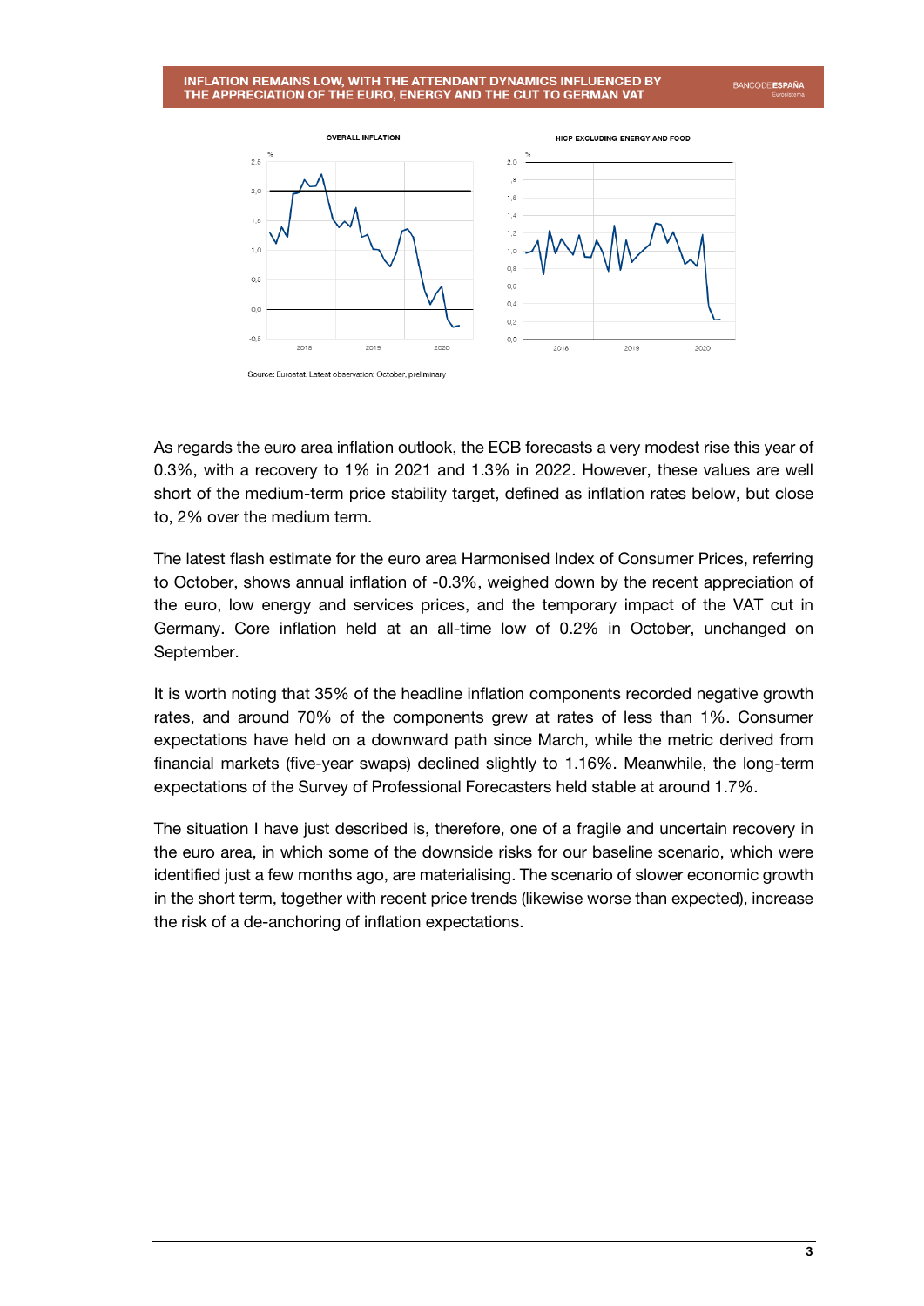## INFLATION REMAINS LOW, WITH THE ATTENDANT DYNAMICS INFLUENCED BY THE APPRECIATION OF THE EURO, ENERGY AND THE CUT TO GERMAN VAT

OVERALL INFLATION

HICP EXCLUDING ENERGY AND FOOD

Source: Eurostat. Latest observation: October, preliminary

As regards the euro area inflation outlook, the ECB forecasts a very modest rise this year of 0.3%, with a recovery to 1% in 2021 and 1.3% in 2022. However, these values are well short of the medium-term price stability target, defined as inflation rates below, but close to, 2% over the medium term.

The latest flash estimate for the euro area Harmonised Index of Consumer Prices, referring to October, shows annual inflation of -0.3%, weighed down by the recent appreciation of the euro, low energy and services prices, and the temporary impact of the VAT cut in Germany. Core inflation held at an all-time low of 0.2% in October, unchanged on September.

It is worth noting that 35% of the headline inflation components recorded negative growth rates, and around 70% of the components grew at rates of less than 1%. Consumer expectations have held on a downward path since March, while the metric derived from financial markets (five-year swaps) declined slightly to 1.16%. Meanwhile, the long-term expectations of the Survey of Professional Forecasters held stable at around 1.7%.

The situation I have just described is, therefore, one of a fragile and uncertain recovery in the euro area, in which some of the downside risks for our baseline scenario, which were identified just a few months ago, are materialising. The scenario of slower economic growth in the short term, together with recent price trends (likewise worse than expected), increase the risk of a de-anchoring of inflation expectations.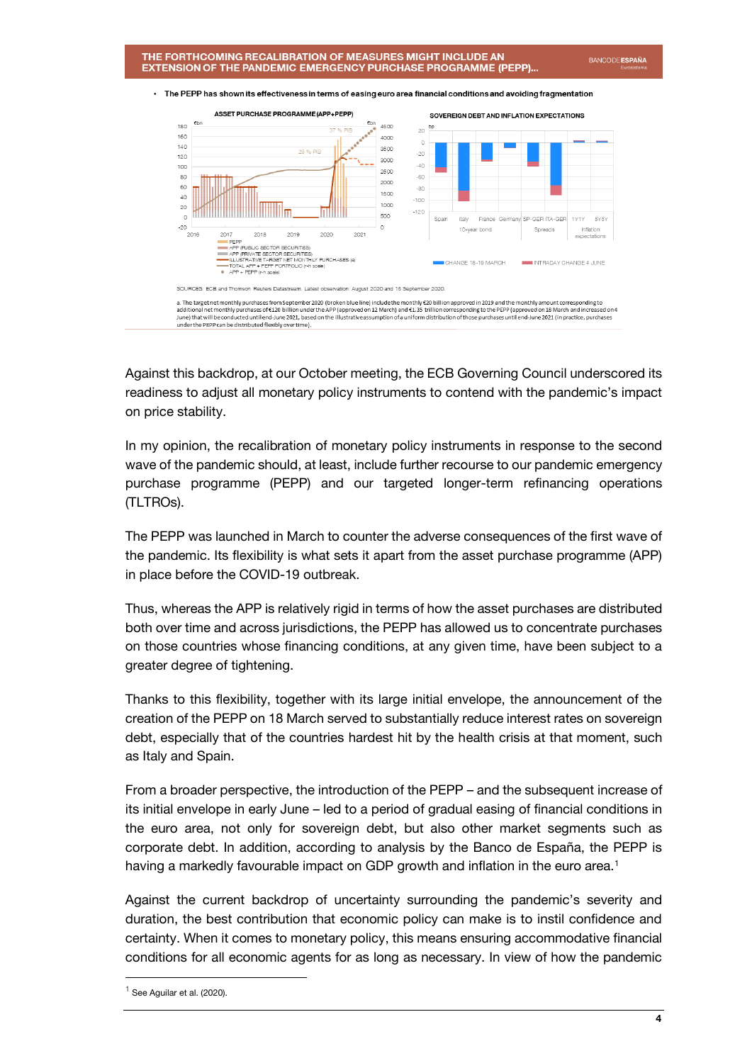## THE FORTHCOMING RECALIBRATION OF MEASURES MIGHT INCLUDE AN EXTENSION OF THE PANDEMIC EMERGENCY PURCHASE PROGRAMME (PEPP)...

- The PEPP has shown its effectiveness in terms of easing euro area financial conditions and avoiding fragmentation

ASSET PURCHASE PROGRAMME (APP+PEPP)

SOVEREIGN DEBT AND INFLATION EXPECTATIONS

SOURCES: ECB and Thomson Reuters Datastream. Latest observation: August 2020 and 15 September 2020.

a. The target net monthly purchases from September 2020 (broken blue line) include the monthly €20 billion approved in 2019 and the monthly amount corresponding to additional net monthly purchases of €120 billion under the APP (approved on 12 March) and €1.35 trillion corresponding to the PEPP (approved on 18 March and increased on 4 June) that will be conducted until end-June 2021, based on the illustrative assumption of a uniform distribution of those purchases until end-June 2021 (in practice, purchases under the PEPP can be distributed flexibly over time).

Against this backdrop, at our October meeting, the ECB Governing Council underscored its readiness to adjust all monetary policy instruments to contend with the pandemic's impact on price stability.

In my opinion, the recalibration of monetary policy instruments in response to the second wave of the pandemic should, at least, include further recourse to our pandemic emergency purchase programme (PEPP) and our targeted longer-term refinancing operations (TLTROs).

The PEPP was launched in March to counter the adverse consequences of the first wave of the pandemic. Its flexibility is what sets it apart from the asset purchase programme (APP) in place before the COVID-19 outbreak.

Thus, whereas the APP is relatively rigid in terms of how the asset purchases are distributed both over time and across jurisdictions, the PEPP has allowed us to concentrate purchases on those countries whose financing conditions, at any given time, have been subject to a greater degree of tightening.

Thanks to this flexibility, together with its large initial envelope, the announcement of the creation of the PEPP on 18 March served to substantially reduce interest rates on sovereign debt, especially that of the countries hardest hit by the health crisis at that moment, such as Italy and Spain.

From a broader perspective, the introduction of the PEPP – and the subsequent increase of its initial envelope in early June – led to a period of gradual easing of financial conditions in the euro area, not only for sovereign debt, but also other market segments such as corporate debt. In addition, according to analysis by the Banco de España, the PEPP is having a markedly favourable impact on GDP growth and inflation in the euro area.[1]

Against the current backdrop of uncertainty surrounding the pandemic's severity and duration, the best contribution that economic policy can make is to instil confidence and certainty. When it comes to monetary policy, this means ensuring accommodative financial conditions for all economic agents for as long as necessary. In view of how the pandemic

[1] See Aguilar et al. (2020).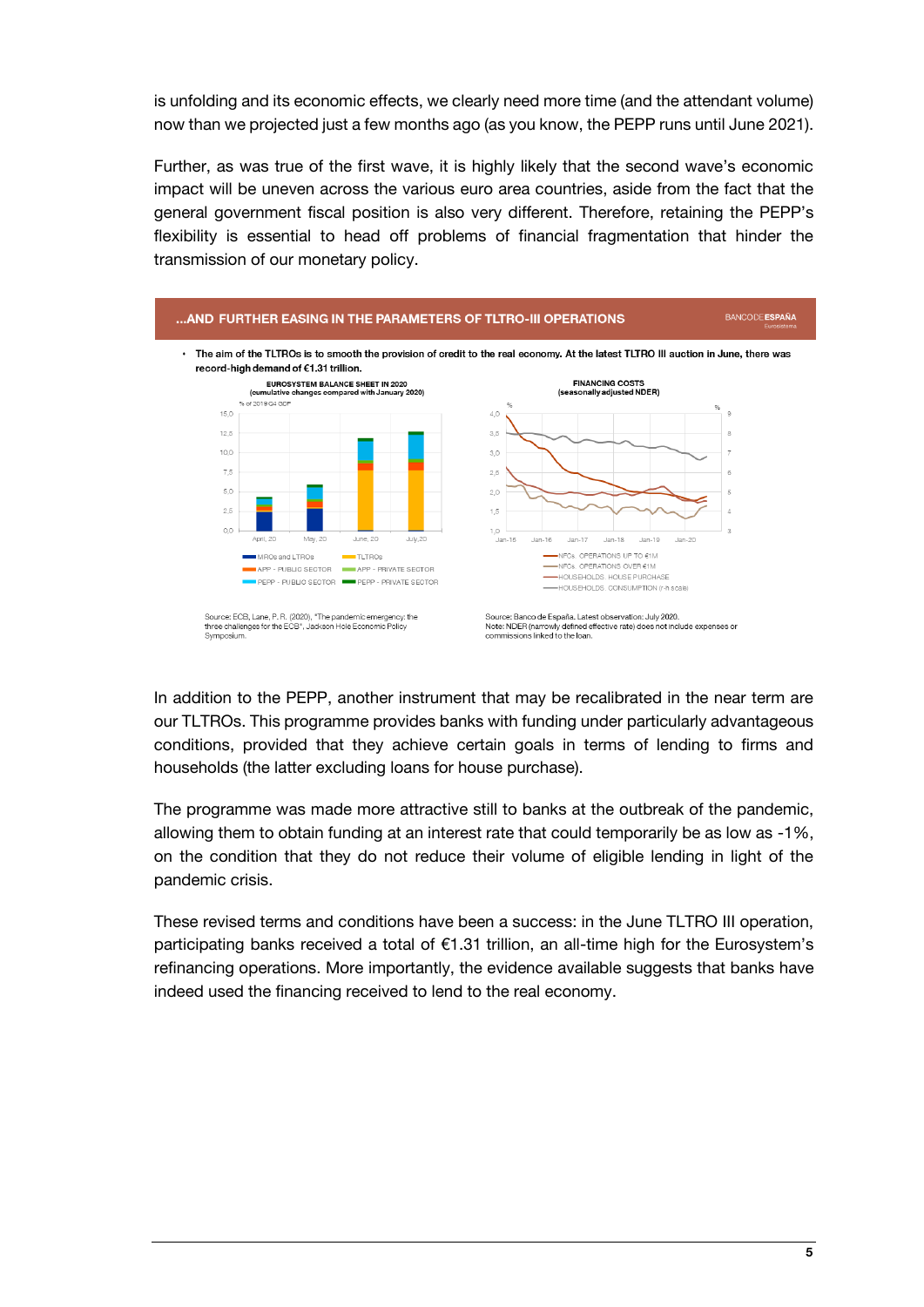is unfolding and its economic effects, we clearly need more time (and the attendant volume) now than we projected just a few months ago (as you know, the PEPP runs until June 2021).

Further, as was true of the first wave, it is highly likely that the second wave's economic impact will be uneven across the various euro area countries, aside from the fact that the general government fiscal position is also very different. Therefore, retaining the PEPP's flexibility is essential to head off problems of financial fragmentation that hinder the transmission of our monetary policy.

**...AND FURTHER EASING IN THE PARAMETERS OF TLTRO-III OPERATIONS**

- The aim of the TLTROs is to smooth the provision of credit to the real economy. At the latest TLTRO III auction in June, there was record-high demand of €1.31 trillion.

**EUROSYSTEM BALANCE SHEET IN 2020 (cumulative changes compared with January 2020)**

Source: ECB, Lane, P. R. (2020), "The pandemic emergency: the three challenges for the ECB", Jackson Hole Economic Policy Symposium.

**FINANCING COSTS (seasonally adjusted NDER)**

Source: Banco de España. Latest observation: July 2020.
Note: NDER (narrowly defined effective rate) does not include expenses or commissions linked to the loan.

In addition to the PEPP, another instrument that may be recalibrated in the near term are our TLTROs. This programme provides banks with funding under particularly advantageous conditions, provided that they achieve certain goals in terms of lending to firms and households (the latter excluding loans for house purchase).

The programme was made more attractive still to banks at the outbreak of the pandemic, allowing them to obtain funding at an interest rate that could temporarily be as low as -1%, on the condition that they do not reduce their volume of eligible lending in light of the pandemic crisis.

These revised terms and conditions have been a success: in the June TLTRO III operation, participating banks received a total of €1.31 trillion, an all-time high for the Eurosystem's refinancing operations. More importantly, the evidence available suggests that banks have indeed used the financing received to lend to the real economy.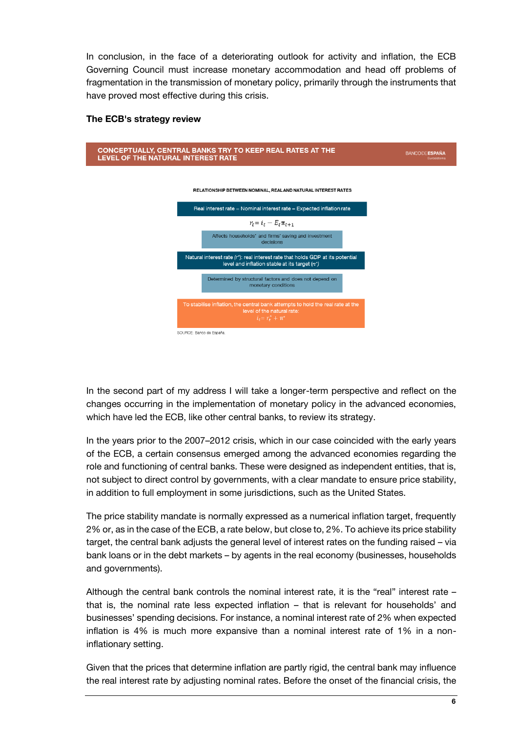In conclusion, in the face of a deteriorating outlook for activity and inflation, the ECB Governing Council must increase monetary accommodation and head off problems of fragmentation in the transmission of monetary policy, primarily through the instruments that have proved most effective during this crisis.

**The ECB's strategy review**

**CONCEPTUALLY, CENTRAL BANKS TRY TO KEEP REAL RATES AT THE LEVEL OF THE NATURAL INTEREST RATE**

BANCO DE ESPAÑA
Eurosistema

RELATIONSHIP BETWEEN NOMINAL, REAL AND NATURAL INTEREST RATES

Real interest rate = Nominal interest rate – Expected inflation rate

$$r_t = i_t - E_t\pi_{t+1}$$

Affects households' and firms' saving and investment decisions

Natural interest rate ($r^*$): real interest rate that holds GDP at its potential level and inflation stable at its target ($\pi^*$)

Determined by structural factors and does not depend on monetary conditions

To stabilise inflation, the central bank attempts to hold the real rate at the level of the natural rate:
$i_t = r_t^* + \pi^*$

SOURCE: Banco de España.

In the second part of my address I will take a longer-term perspective and reflect on the changes occurring in the implementation of monetary policy in the advanced economies, which have led the ECB, like other central banks, to review its strategy.

In the years prior to the 2007–2012 crisis, which in our case coincided with the early years of the ECB, a certain consensus emerged among the advanced economies regarding the role and functioning of central banks. These were designed as independent entities, that is, not subject to direct control by governments, with a clear mandate to ensure price stability, in addition to full employment in some jurisdictions, such as the United States.

The price stability mandate is normally expressed as a numerical inflation target, frequently 2% or, as in the case of the ECB, a rate below, but close to, 2%. To achieve its price stability target, the central bank adjusts the general level of interest rates on the funding raised – via bank loans or in the debt markets – by agents in the real economy (businesses, households and governments).

Although the central bank controls the nominal interest rate, it is the "real" interest rate – that is, the nominal rate less expected inflation – that is relevant for households' and businesses' spending decisions. For instance, a nominal interest rate of 2% when expected inflation is 4% is much more expansive than a nominal interest rate of 1% in a non-inflationary setting.

Given that the prices that determine inflation are partly rigid, the central bank may influence the real interest rate by adjusting nominal rates. Before the onset of the financial crisis, the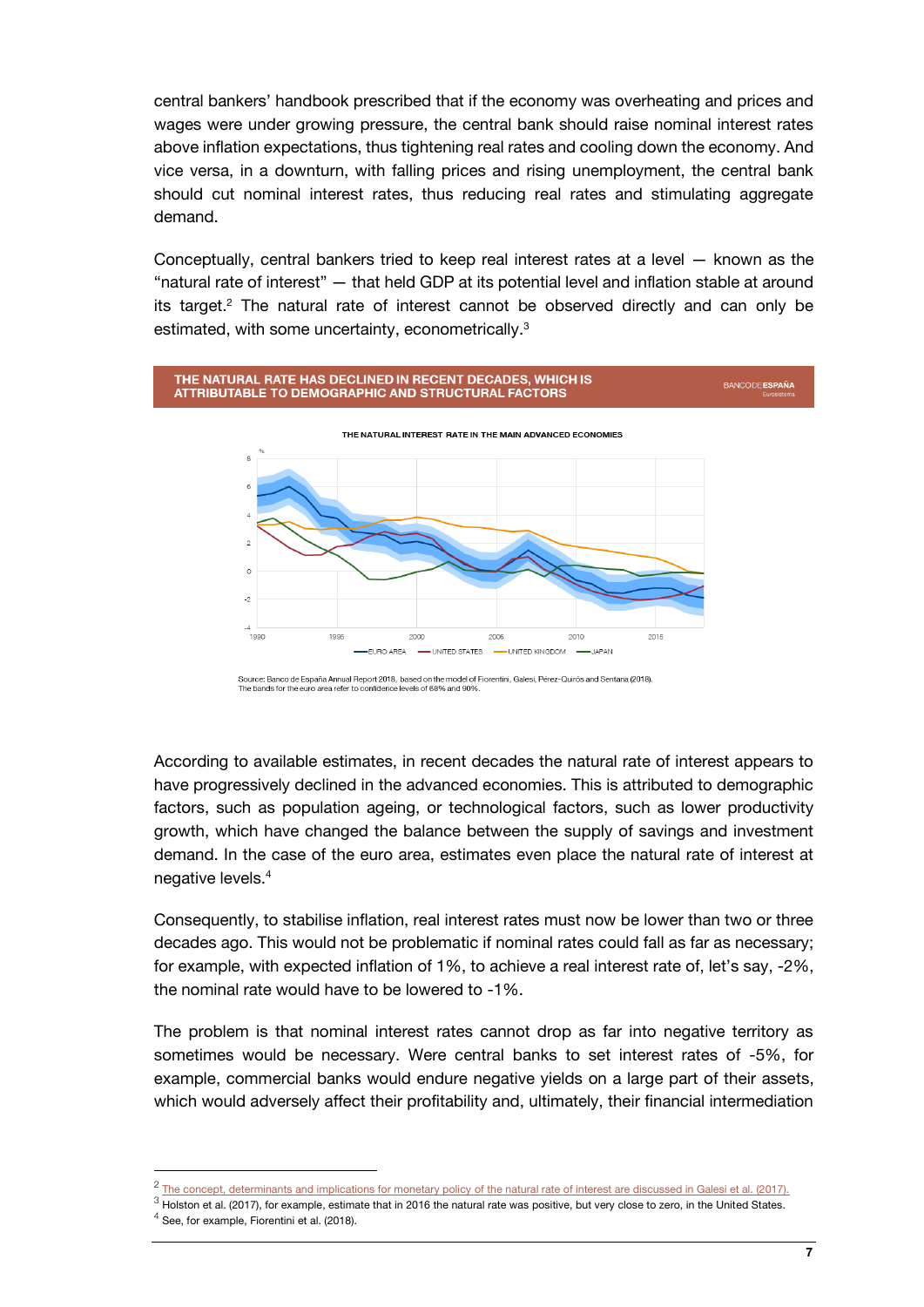central bankers' handbook prescribed that if the economy was overheating and prices and wages were under growing pressure, the central bank should raise nominal interest rates above inflation expectations, thus tightening real rates and cooling down the economy. And vice versa, in a downturn, with falling prices and rising unemployment, the central bank should cut nominal interest rates, thus reducing real rates and stimulating aggregate demand.

Conceptually, central bankers tried to keep real interest rates at a level — known as the "natural rate of interest" — that held GDP at its potential level and inflation stable at around its target.[2] The natural rate of interest cannot be observed directly and can only be estimated, with some uncertainty, econometrically.[3]

**THE NATURAL RATE HAS DECLINED IN RECENT DECADES, WHICH IS ATTRIBUTABLE TO DEMOGRAPHIC AND STRUCTURAL FACTORS**

THE NATURAL INTEREST RATE IN THE MAIN ADVANCED ECONOMIES

Source: Banco de España Annual Report 2018, based on the model of Fiorentini, Galesi, Pérez-Quirós and Sentana (2018). The bands for the euro area refer to confidence levels of 68% and 90%.

According to available estimates, in recent decades the natural rate of interest appears to have progressively declined in the advanced economies. This is attributed to demographic factors, such as population ageing, or technological factors, such as lower productivity growth, which have changed the balance between the supply of savings and investment demand. In the case of the euro area, estimates even place the natural rate of interest at negative levels.[4]

Consequently, to stabilise inflation, real interest rates must now be lower than two or three decades ago. This would not be problematic if nominal rates could fall as far as necessary; for example, with expected inflation of 1%, to achieve a real interest rate of, let's say, -2%, the nominal rate would have to be lowered to -1%.

The problem is that nominal interest rates cannot drop as far into negative territory as sometimes would be necessary. Were central banks to set interest rates of -5%, for example, commercial banks would endure negative yields on a large part of their assets, which would adversely affect their profitability and, ultimately, their financial intermediation

---

[2] The concept, determinants and implications for monetary policy of the natural rate of interest are discussed in Galesi et al. (2017).

[3] Holston et al. (2017), for example, estimate that in 2016 the natural rate was positive, but very close to zero, in the United States.

[4] See, for example, Fiorentini et al. (2018).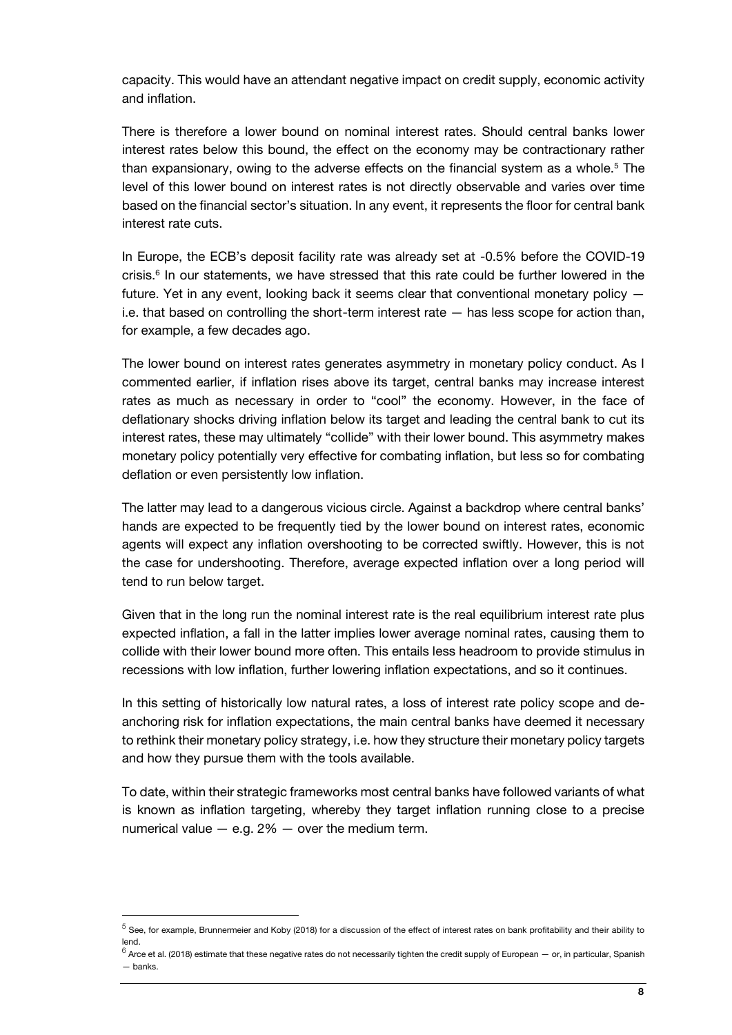capacity. This would have an attendant negative impact on credit supply, economic activity and inflation.

There is therefore a lower bound on nominal interest rates. Should central banks lower interest rates below this bound, the effect on the economy may be contractionary rather than expansionary, owing to the adverse effects on the financial system as a whole.[5] The level of this lower bound on interest rates is not directly observable and varies over time based on the financial sector's situation. In any event, it represents the floor for central bank interest rate cuts.

In Europe, the ECB's deposit facility rate was already set at -0.5% before the COVID-19 crisis.[6] In our statements, we have stressed that this rate could be further lowered in the future. Yet in any event, looking back it seems clear that conventional monetary policy — i.e. that based on controlling the short-term interest rate — has less scope for action than, for example, a few decades ago.

The lower bound on interest rates generates asymmetry in monetary policy conduct. As I commented earlier, if inflation rises above its target, central banks may increase interest rates as much as necessary in order to "cool" the economy. However, in the face of deflationary shocks driving inflation below its target and leading the central bank to cut its interest rates, these may ultimately "collide" with their lower bound. This asymmetry makes monetary policy potentially very effective for combating inflation, but less so for combating deflation or even persistently low inflation.

The latter may lead to a dangerous vicious circle. Against a backdrop where central banks' hands are expected to be frequently tied by the lower bound on interest rates, economic agents will expect any inflation overshooting to be corrected swiftly. However, this is not the case for undershooting. Therefore, average expected inflation over a long period will tend to run below target.

Given that in the long run the nominal interest rate is the real equilibrium interest rate plus expected inflation, a fall in the latter implies lower average nominal rates, causing them to collide with their lower bound more often. This entails less headroom to provide stimulus in recessions with low inflation, further lowering inflation expectations, and so it continues.

In this setting of historically low natural rates, a loss of interest rate policy scope and de-anchoring risk for inflation expectations, the main central banks have deemed it necessary to rethink their monetary policy strategy, i.e. how they structure their monetary policy targets and how they pursue them with the tools available.

To date, within their strategic frameworks most central banks have followed variants of what is known as inflation targeting, whereby they target inflation running close to a precise numerical value — e.g. 2% — over the medium term.

---

[5] See, for example, Brunnermeier and Koby (2018) for a discussion of the effect of interest rates on bank profitability and their ability to lend.

[6] Arce et al. (2018) estimate that these negative rates do not necessarily tighten the credit supply of European — or, in particular, Spanish — banks.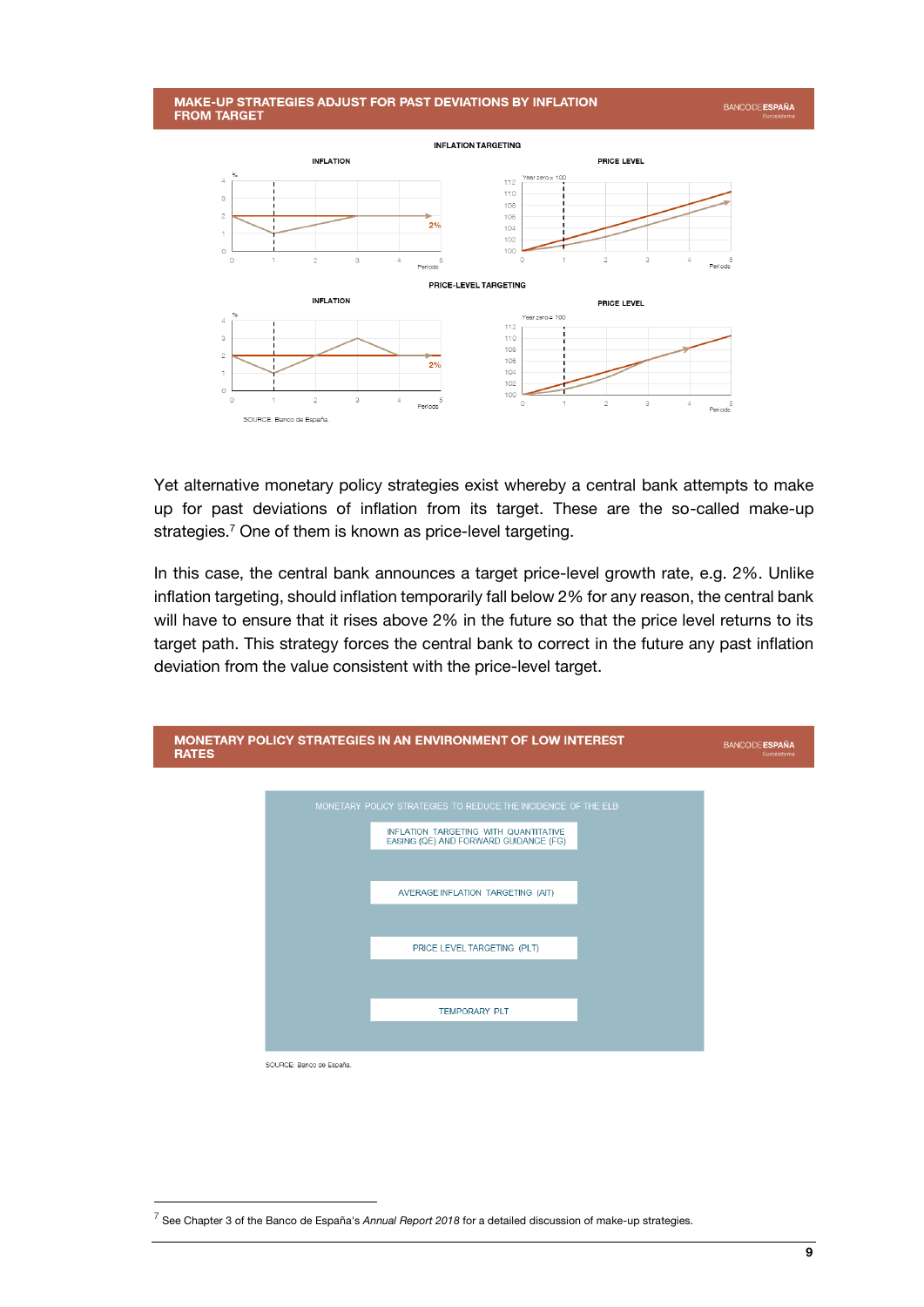**MAKE-UP STRATEGIES ADJUST FOR PAST DEVIATIONS BY INFLATION FROM TARGET**

INFLATION TARGETING

INFLATION

PRICE LEVEL

PRICE-LEVEL TARGETING

INFLATION

PRICE LEVEL

SOURCE: Banco de España.

Yet alternative monetary policy strategies exist whereby a central bank attempts to make up for past deviations of inflation from its target. These are the so-called make-up strategies.[7] One of them is known as price-level targeting.

In this case, the central bank announces a target price-level growth rate, e.g. 2%. Unlike inflation targeting, should inflation temporarily fall below 2% for any reason, the central bank will have to ensure that it rises above 2% in the future so that the price level returns to its target path. This strategy forces the central bank to correct in the future any past inflation deviation from the value consistent with the price-level target.

**MONETARY POLICY STRATEGIES IN AN ENVIRONMENT OF LOW INTEREST RATES**

MONETARY POLICY STRATEGIES TO REDUCE THE INCIDENCE OF THE ELB

- INFLATION TARGETING WITH QUANTITATIVE EASING (QE) AND FORWARD GUIDANCE (FG)
- AVERAGE INFLATION TARGETING (AIT)
- PRICE LEVEL TARGETING (PLT)
- TEMPORARY PLT

SOURCE: Banco de España.

[7] See Chapter 3 of the Banco de España's *Annual Report 2018* for a detailed discussion of make-up strategies.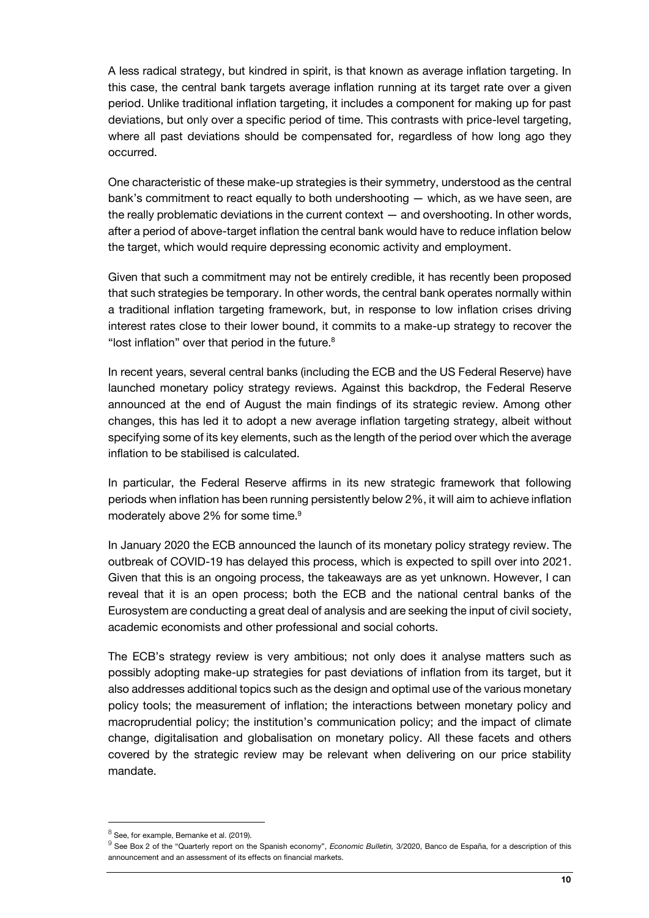A less radical strategy, but kindred in spirit, is that known as average inflation targeting. In this case, the central bank targets average inflation running at its target rate over a given period. Unlike traditional inflation targeting, it includes a component for making up for past deviations, but only over a specific period of time. This contrasts with price-level targeting, where all past deviations should be compensated for, regardless of how long ago they occurred.

One characteristic of these make-up strategies is their symmetry, understood as the central bank's commitment to react equally to both undershooting — which, as we have seen, are the really problematic deviations in the current context — and overshooting. In other words, after a period of above-target inflation the central bank would have to reduce inflation below the target, which would require depressing economic activity and employment.

Given that such a commitment may not be entirely credible, it has recently been proposed that such strategies be temporary. In other words, the central bank operates normally within a traditional inflation targeting framework, but, in response to low inflation crises driving interest rates close to their lower bound, it commits to a make-up strategy to recover the "lost inflation" over that period in the future.[8]

In recent years, several central banks (including the ECB and the US Federal Reserve) have launched monetary policy strategy reviews. Against this backdrop, the Federal Reserve announced at the end of August the main findings of its strategic review. Among other changes, this has led it to adopt a new average inflation targeting strategy, albeit without specifying some of its key elements, such as the length of the period over which the average inflation to be stabilised is calculated.

In particular, the Federal Reserve affirms in its new strategic framework that following periods when inflation has been running persistently below 2%, it will aim to achieve inflation moderately above 2% for some time.[9]

In January 2020 the ECB announced the launch of its monetary policy strategy review. The outbreak of COVID-19 has delayed this process, which is expected to spill over into 2021. Given that this is an ongoing process, the takeaways are as yet unknown. However, I can reveal that it is an open process; both the ECB and the national central banks of the Eurosystem are conducting a great deal of analysis and are seeking the input of civil society, academic economists and other professional and social cohorts.

The ECB's strategy review is very ambitious; not only does it analyse matters such as possibly adopting make-up strategies for past deviations of inflation from its target, but it also addresses additional topics such as the design and optimal use of the various monetary policy tools; the measurement of inflation; the interactions between monetary policy and macroprudential policy; the institution's communication policy; and the impact of climate change, digitalisation and globalisation on monetary policy. All these facets and others covered by the strategic review may be relevant when delivering on our price stability mandate.

[8] See, for example, Bernanke et al. (2019).

[9] See Box 2 of the "Quarterly report on the Spanish economy", *Economic Bulletin,* 3/2020, Banco de España, for a description of this announcement and an assessment of its effects on financial markets.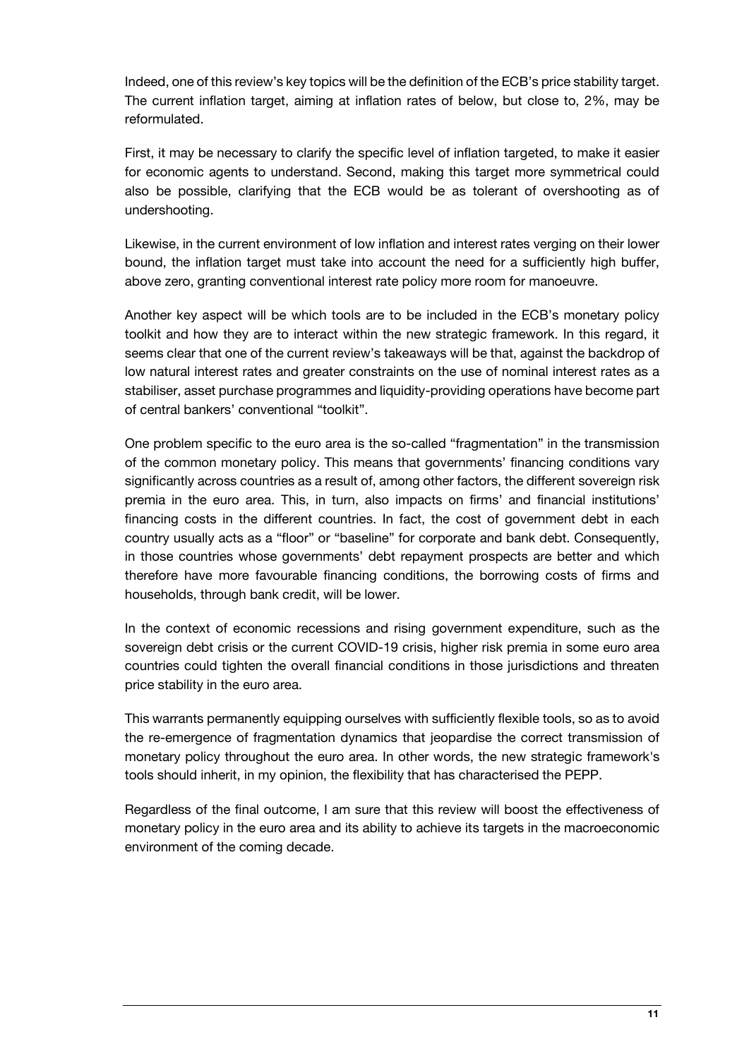Indeed, one of this review's key topics will be the definition of the ECB's price stability target. The current inflation target, aiming at inflation rates of below, but close to, 2%, may be reformulated.

First, it may be necessary to clarify the specific level of inflation targeted, to make it easier for economic agents to understand. Second, making this target more symmetrical could also be possible, clarifying that the ECB would be as tolerant of overshooting as of undershooting.

Likewise, in the current environment of low inflation and interest rates verging on their lower bound, the inflation target must take into account the need for a sufficiently high buffer, above zero, granting conventional interest rate policy more room for manoeuvre.

Another key aspect will be which tools are to be included in the ECB's monetary policy toolkit and how they are to interact within the new strategic framework. In this regard, it seems clear that one of the current review's takeaways will be that, against the backdrop of low natural interest rates and greater constraints on the use of nominal interest rates as a stabiliser, asset purchase programmes and liquidity-providing operations have become part of central bankers' conventional "toolkit".

One problem specific to the euro area is the so-called "fragmentation" in the transmission of the common monetary policy. This means that governments' financing conditions vary significantly across countries as a result of, among other factors, the different sovereign risk premia in the euro area. This, in turn, also impacts on firms' and financial institutions' financing costs in the different countries. In fact, the cost of government debt in each country usually acts as a "floor" or "baseline" for corporate and bank debt. Consequently, in those countries whose governments' debt repayment prospects are better and which therefore have more favourable financing conditions, the borrowing costs of firms and households, through bank credit, will be lower.

In the context of economic recessions and rising government expenditure, such as the sovereign debt crisis or the current COVID-19 crisis, higher risk premia in some euro area countries could tighten the overall financial conditions in those jurisdictions and threaten price stability in the euro area.

This warrants permanently equipping ourselves with sufficiently flexible tools, so as to avoid the re-emergence of fragmentation dynamics that jeopardise the correct transmission of monetary policy throughout the euro area. In other words, the new strategic framework's tools should inherit, in my opinion, the flexibility that has characterised the PEPP.

Regardless of the final outcome, I am sure that this review will boost the effectiveness of monetary policy in the euro area and its ability to achieve its targets in the macroeconomic environment of the coming decade.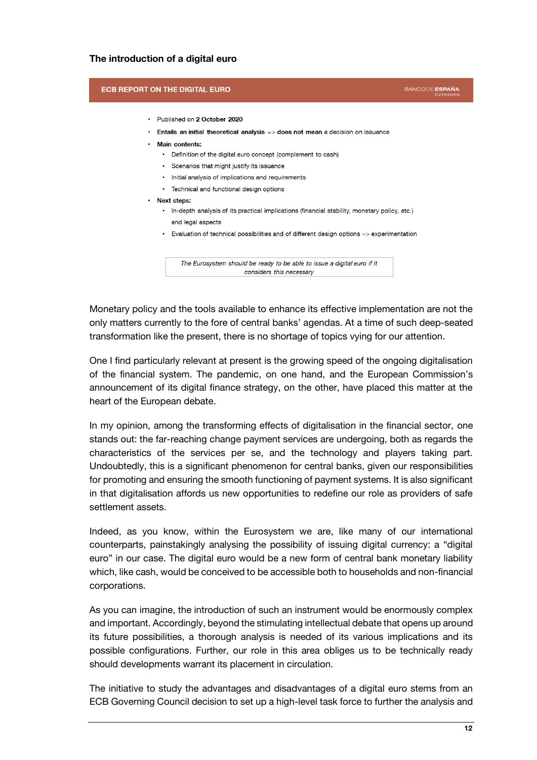**The introduction of a digital euro**

**ECB REPORT ON THE DIGITAL EURO**

BANCO DE ESPAÑA
Eurosistema

- Published on **2 October 2020**
- **Entails an initial theoretical analysis** => **does not mean** a decision on issuance
- **Main contents:**
  - Definition of the digital euro concept (complement to cash)
  - Scenarios that might justify its issuance
  - Initial analysis of implications and requirements
  - Technical and functional design options
- **Next steps:**
  - In-depth analysis of its practical implications (financial stability, monetary policy, etc.) and legal aspects
  - Evaluation of technical possibilities and of different design options => experimentation

*The Eurosystem should be ready to be able to issue a digital euro if it considers this necessary*

Monetary policy and the tools available to enhance its effective implementation are not the only matters currently to the fore of central banks' agendas. At a time of such deep-seated transformation like the present, there is no shortage of topics vying for our attention.

One I find particularly relevant at present is the growing speed of the ongoing digitalisation of the financial system. The pandemic, on one hand, and the European Commission's announcement of its digital finance strategy, on the other, have placed this matter at the heart of the European debate.

In my opinion, among the transforming effects of digitalisation in the financial sector, one stands out: the far-reaching change payment services are undergoing, both as regards the characteristics of the services per se, and the technology and players taking part. Undoubtedly, this is a significant phenomenon for central banks, given our responsibilities for promoting and ensuring the smooth functioning of payment systems. It is also significant in that digitalisation affords us new opportunities to redefine our role as providers of safe settlement assets.

Indeed, as you know, within the Eurosystem we are, like many of our international counterparts, painstakingly analysing the possibility of issuing digital currency: a "digital euro" in our case. The digital euro would be a new form of central bank monetary liability which, like cash, would be conceived to be accessible both to households and non-financial corporations.

As you can imagine, the introduction of such an instrument would be enormously complex and important. Accordingly, beyond the stimulating intellectual debate that opens up around its future possibilities, a thorough analysis is needed of its various implications and its possible configurations. Further, our role in this area obliges us to be technically ready should developments warrant its placement in circulation.

The initiative to study the advantages and disadvantages of a digital euro stems from an ECB Governing Council decision to set up a high-level task force to further the analysis and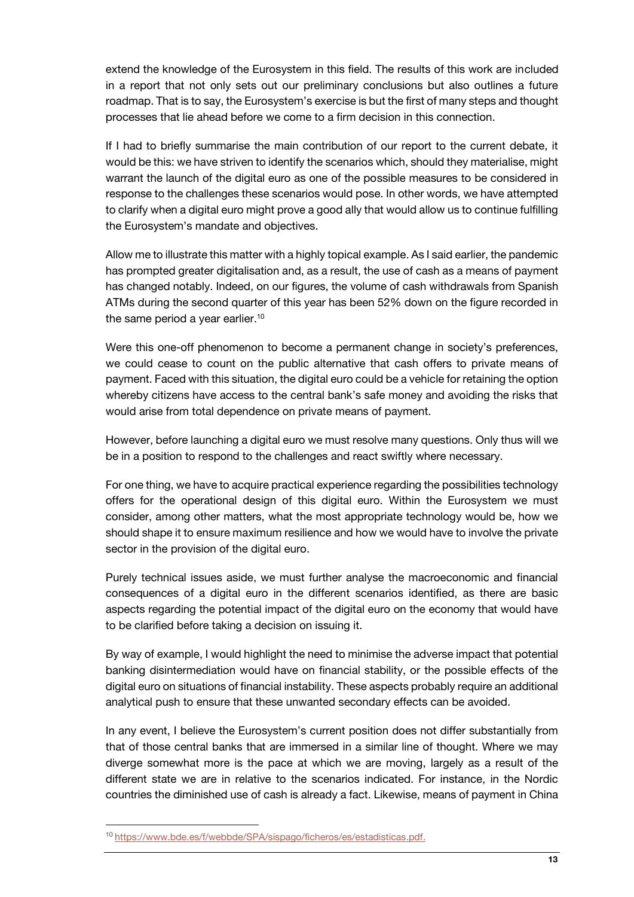extend the knowledge of the Eurosystem in this field. The results of this work are included in a report that not only sets out our preliminary conclusions but also outlines a future roadmap. That is to say, the Eurosystem's exercise is but the first of many steps and thought processes that lie ahead before we come to a firm decision in this connection.

If I had to briefly summarise the main contribution of our report to the current debate, it would be this: we have striven to identify the scenarios which, should they materialise, might warrant the launch of the digital euro as one of the possible measures to be considered in response to the challenges these scenarios would pose. In other words, we have attempted to clarify when a digital euro might prove a good ally that would allow us to continue fulfilling the Eurosystem's mandate and objectives.

Allow me to illustrate this matter with a highly topical example. As I said earlier, the pandemic has prompted greater digitalisation and, as a result, the use of cash as a means of payment has changed notably. Indeed, on our figures, the volume of cash withdrawals from Spanish ATMs during the second quarter of this year has been 52% down on the figure recorded in the same period a year earlier.[10]

Were this one-off phenomenon to become a permanent change in society's preferences, we could cease to count on the public alternative that cash offers to private means of payment. Faced with this situation, the digital euro could be a vehicle for retaining the option whereby citizens have access to the central bank's safe money and avoiding the risks that would arise from total dependence on private means of payment.

However, before launching a digital euro we must resolve many questions. Only thus will we be in a position to respond to the challenges and react swiftly where necessary.

For one thing, we have to acquire practical experience regarding the possibilities technology offers for the operational design of this digital euro. Within the Eurosystem we must consider, among other matters, what the most appropriate technology would be, how we should shape it to ensure maximum resilience and how we would have to involve the private sector in the provision of the digital euro.

Purely technical issues aside, we must further analyse the macroeconomic and financial consequences of a digital euro in the different scenarios identified, as there are basic aspects regarding the potential impact of the digital euro on the economy that would have to be clarified before taking a decision on issuing it.

By way of example, I would highlight the need to minimise the adverse impact that potential banking disintermediation would have on financial stability, or the possible effects of the digital euro on situations of financial instability. These aspects probably require an additional analytical push to ensure that these unwanted secondary effects can be avoided.

In any event, I believe the Eurosystem's current position does not differ substantially from that of those central banks that are immersed in a similar line of thought. Where we may diverge somewhat more is the pace at which we are moving, largely as a result of the different state we are in relative to the scenarios indicated. For instance, in the Nordic countries the diminished use of cash is already a fact. Likewise, means of payment in China

---

[10] https://www.bde.es/f/webbde/SPA/sispago/ficheros/es/estadisticas.pdf.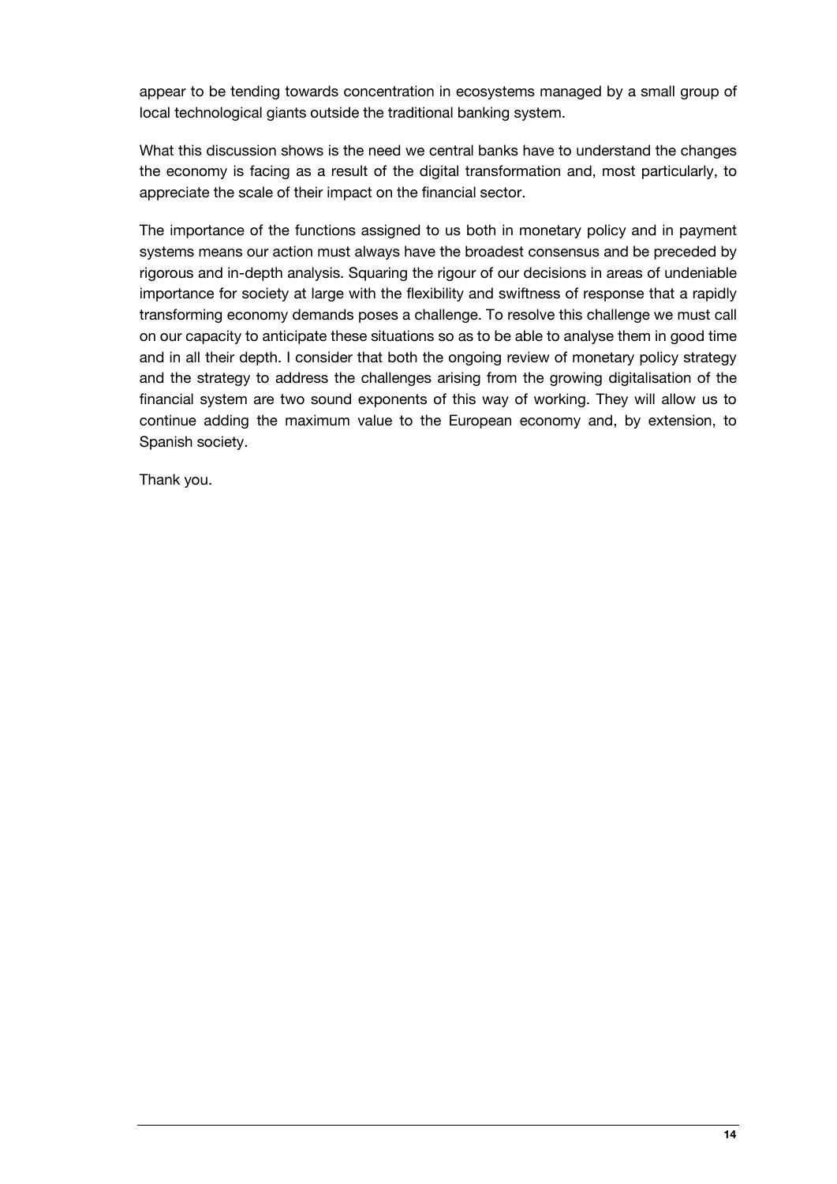appear to be tending towards concentration in ecosystems managed by a small group of local technological giants outside the traditional banking system.

What this discussion shows is the need we central banks have to understand the changes the economy is facing as a result of the digital transformation and, most particularly, to appreciate the scale of their impact on the financial sector.

The importance of the functions assigned to us both in monetary policy and in payment systems means our action must always have the broadest consensus and be preceded by rigorous and in-depth analysis. Squaring the rigour of our decisions in areas of undeniable importance for society at large with the flexibility and swiftness of response that a rapidly transforming economy demands poses a challenge. To resolve this challenge we must call on our capacity to anticipate these situations so as to be able to analyse them in good time and in all their depth. I consider that both the ongoing review of monetary policy strategy and the strategy to address the challenges arising from the growing digitalisation of the financial system are two sound exponents of this way of working. They will allow us to continue adding the maximum value to the European economy and, by extension, to Spanish society.

Thank you.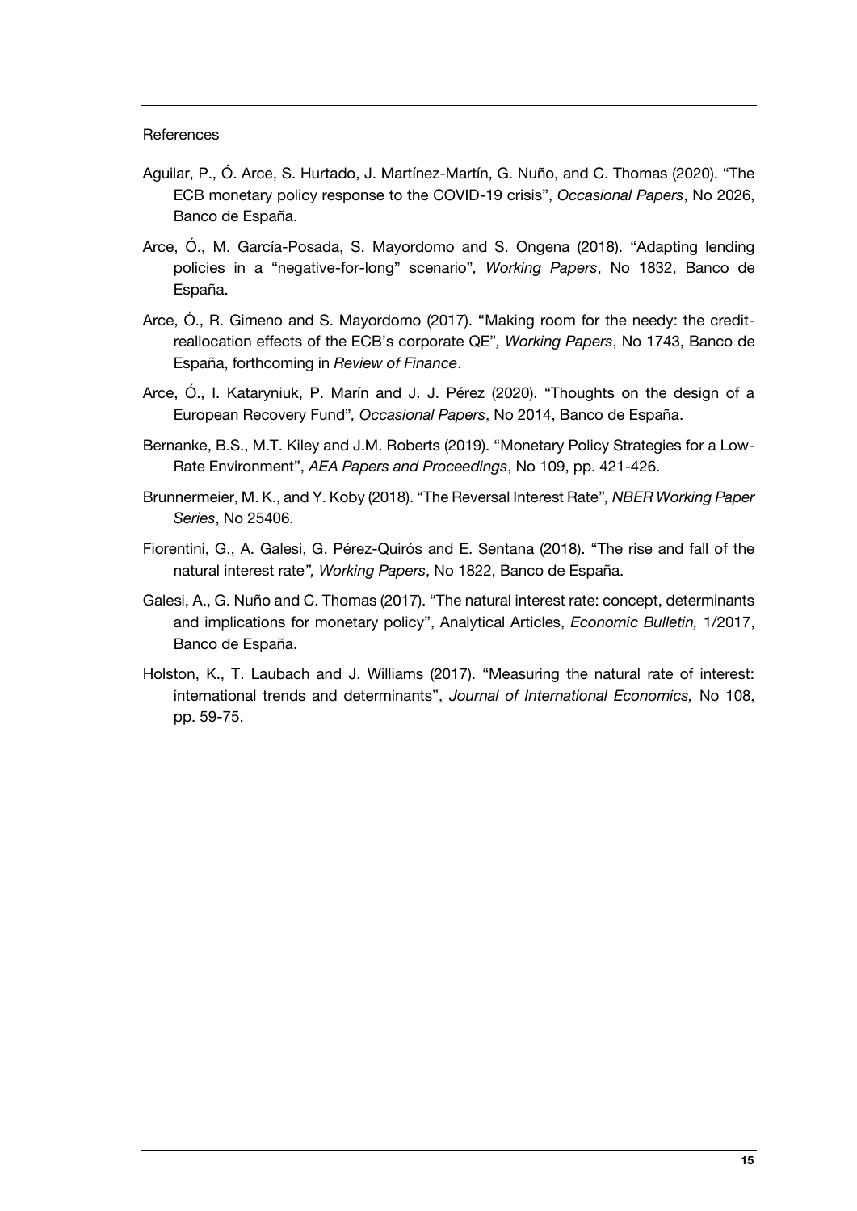References

Aguilar, P., Ó. Arce, S. Hurtado, J. Martínez-Martín, G. Nuño, and C. Thomas (2020). "The ECB monetary policy response to the COVID-19 crisis", *Occasional Papers*, No 2026, Banco de España.

Arce, Ó., M. García-Posada, S. Mayordomo and S. Ongena (2018). "Adapting lending policies in a "negative-for-long" scenario", *Working Papers*, No 1832, Banco de España.

Arce, Ó., R. Gimeno and S. Mayordomo (2017). "Making room for the needy: the credit-reallocation effects of the ECB's corporate QE", *Working Papers*, No 1743, Banco de España, forthcoming in *Review of Finance*.

Arce, Ó., I. Kataryniuk, P. Marín and J. J. Pérez (2020). "Thoughts on the design of a European Recovery Fund", *Occasional Papers*, No 2014, Banco de España.

Bernanke, B.S., M.T. Kiley and J.M. Roberts (2019). "Monetary Policy Strategies for a Low-Rate Environment", *AEA Papers and Proceedings*, No 109, pp. 421-426.

Brunnermeier, M. K., and Y. Koby (2018). "The Reversal Interest Rate", *NBER Working Paper Series*, No 25406.

Fiorentini, G., A. Galesi, G. Pérez-Quirós and E. Sentana (2018). "The rise and fall of the natural interest rate", *Working Papers*, No 1822, Banco de España.

Galesi, A., G. Nuño and C. Thomas (2017). "The natural interest rate: concept, determinants and implications for monetary policy", Analytical Articles, *Economic Bulletin,* 1/2017, Banco de España.

Holston, K., T. Laubach and J. Williams (2017). "Measuring the natural rate of interest: international trends and determinants", *Journal of International Economics,* No 108, pp. 59-75.